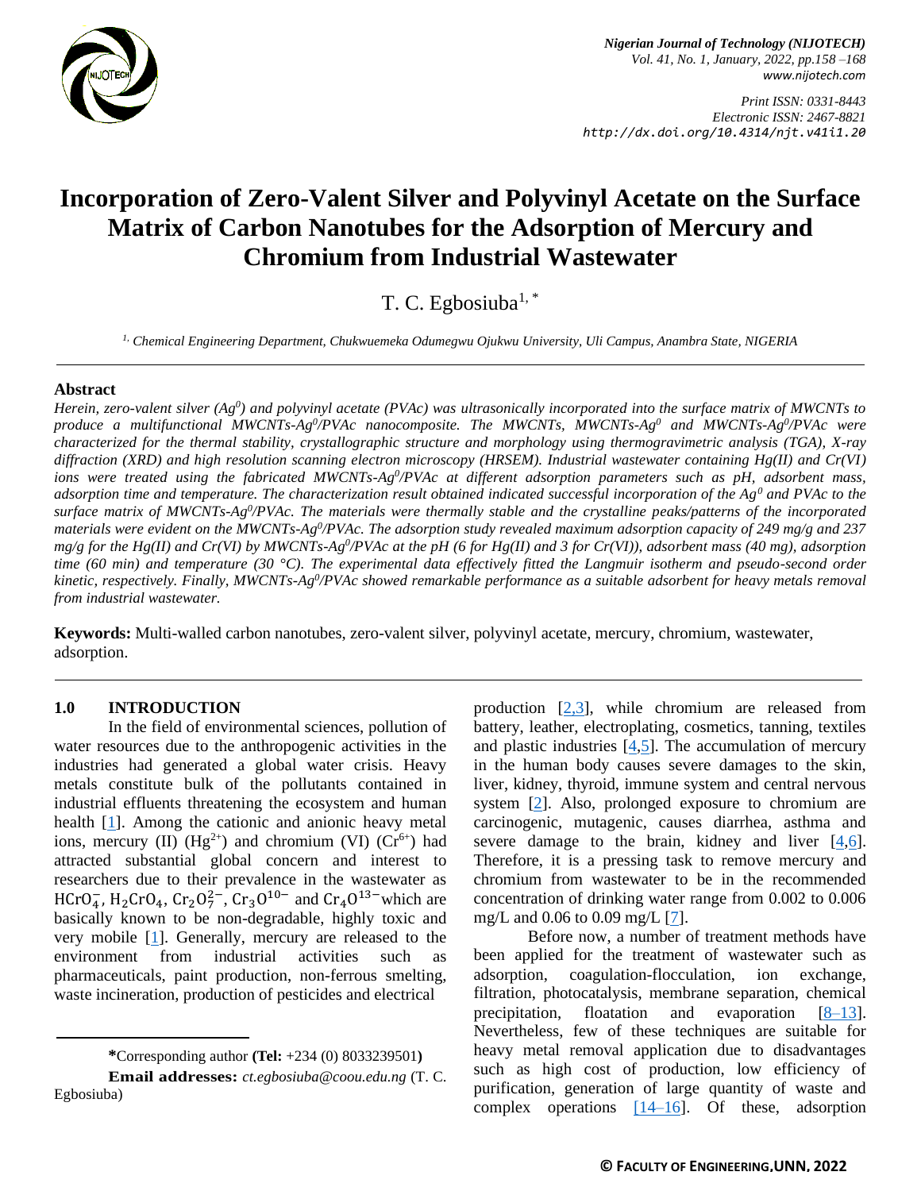# Incorporation of Zero-Valent Silver and Polyvinyl Acetate on the Surface Matrix of Carbon Nanotubes for the Adsorption of Mercury and Chromium from Industrial Wastewater

T. C. Egbosiuba[1, *]

[1,] *Chemical Engineering Department, Chukwuemeka Odumegwu Ojukwu University, Uli Campus, Anambra State, NIGERIA*

## Abstract

*Herein, zero-valent silver ($Ag^0$) and polyvinyl acetate (PVAc) was ultrasonically incorporated into the surface matrix of MWCNTs to produce a multifunctional MWCNTs-$Ag^0$/PVAc nanocomposite. The MWCNTs, MWCNTs-$Ag^0$ and MWCNTs-$Ag^0$/PVAc were characterized for the thermal stability, crystallographic structure and morphology using thermogravimetric analysis (TGA), X-ray diffraction (XRD) and high resolution scanning electron microscopy (HRSEM). Industrial wastewater containing Hg(II) and Cr(VI) ions were treated using the fabricated MWCNTs-$Ag^0$/PVAc at different adsorption parameters such as pH, adsorbent mass, adsorption time and temperature. The characterization result obtained indicated successful incorporation of the $Ag^0$ and PVAc to the surface matrix of MWCNTs-$Ag^0$/PVAc. The materials were thermally stable and the crystalline peaks/patterns of the incorporated materials were evident on the MWCNTs-$Ag^0$/PVAc. The adsorption study revealed maximum adsorption capacity of 249 mg/g and 237 mg/g for the Hg(II) and Cr(VI) by MWCNTs-$Ag^0$/PVAc at the pH (6 for Hg(II) and 3 for Cr(VI)), adsorbent mass (40 mg), adsorption time (60 min) and temperature (30 °C). The experimental data effectively fitted the Langmuir isotherm and pseudo-second order kinetic, respectively. Finally, MWCNTs-$Ag^0$/PVAc showed remarkable performance as a suitable adsorbent for heavy metals removal from industrial wastewater.*

**Keywords:** Multi-walled carbon nanotubes, zero-valent silver, polyvinyl acetate, mercury, chromium, wastewater, adsorption.

## 1.0 INTRODUCTION

In the field of environmental sciences, pollution of water resources due to the anthropogenic activities in the industries had generated a global water crisis. Heavy metals constitute bulk of the pollutants contained in industrial effluents threatening the ecosystem and human health [1]. Among the cationic and anionic heavy metal ions, mercury (II) ($Hg^{2+}$) and chromium (VI) ($Cr^{6+}$) had attracted substantial global concern and interest to researchers due to their prevalence in the wastewater as $HCrO_4^-$, $H_2CrO_4$, $Cr_2O_7^{2-}$, $Cr_3O^{10-}$ and $Cr_4O^{13-}$ which are basically known to be non-degradable, highly toxic and very mobile [1]. Generally, mercury are released to the environment from industrial activities such as pharmaceuticals, paint production, non-ferrous smelting, waste incineration, production of pesticides and electrical production [2,3], while chromium are released from battery, leather, electroplating, cosmetics, tanning, textiles and plastic industries [4,5]. The accumulation of mercury in the human body causes severe damages to the skin, liver, kidney, thyroid, immune system and central nervous system [2]. Also, prolonged exposure to chromium are carcinogenic, mutagenic, causes diarrhea, asthma and severe damage to the brain, kidney and liver [4,6]. Therefore, it is a pressing task to remove mercury and chromium from wastewater to be in the recommended concentration of drinking water range from 0.002 to 0.006 mg/L and 0.06 to 0.09 mg/L [7].

Before now, a number of treatment methods have been applied for the treatment of wastewater such as adsorption, coagulation-flocculation, ion exchange, filtration, photocatalysis, membrane separation, chemical precipitation, floatation and evaporation [8–13]. Nevertheless, few of these techniques are suitable for heavy metal removal application due to disadvantages such as high cost of production, low efficiency of purification, generation of large quantity of waste and complex operations [14–16]. Of these, adsorption

**\***Corresponding author **(Tel:** +234 (0) 8033239501**)**

**Email addresses:** *ct.egbosiuba@coou.edu.ng* (T. C. Egbosiuba)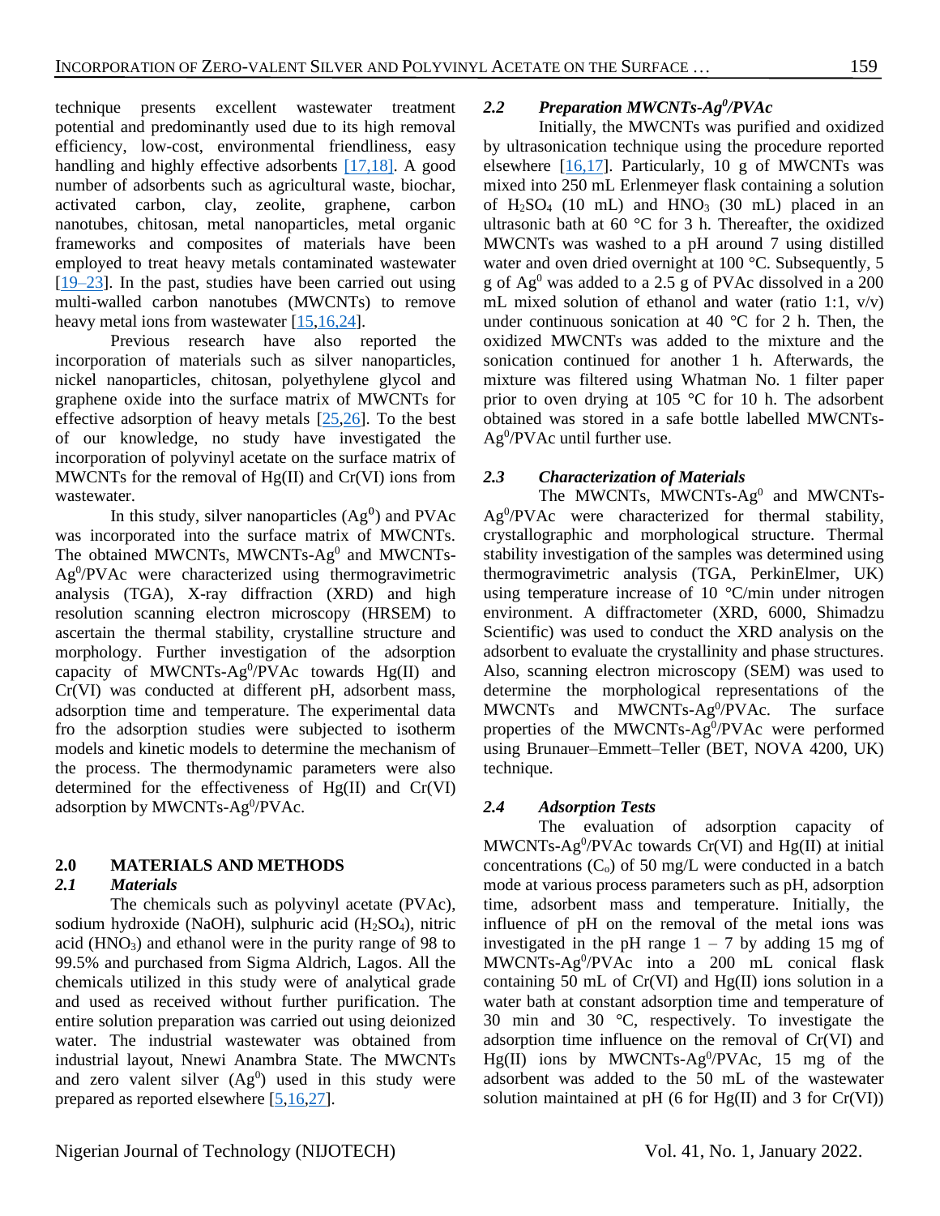technique presents excellent wastewater treatment potential and predominantly used due to its high removal efficiency, low-cost, environmental friendliness, easy handling and highly effective adsorbents [17,18]. A good number of adsorbents such as agricultural waste, biochar, activated carbon, clay, zeolite, graphene, carbon nanotubes, chitosan, metal nanoparticles, metal organic frameworks and composites of materials have been employed to treat heavy metals contaminated wastewater [19–23]. In the past, studies have been carried out using multi-walled carbon nanotubes (MWCNTs) to remove heavy metal ions from wastewater [15,16,24].

Previous research have also reported the incorporation of materials such as silver nanoparticles, nickel nanoparticles, chitosan, polyethylene glycol and graphene oxide into the surface matrix of MWCNTs for effective adsorption of heavy metals [25,26]. To the best of our knowledge, no study have investigated the incorporation of polyvinyl acetate on the surface matrix of MWCNTs for the removal of Hg(II) and Cr(VI) ions from wastewater.

In this study, silver nanoparticles ($Ag^0$) and PVAc was incorporated into the surface matrix of MWCNTs. The obtained MWCNTs, MWCNTs-$Ag^0$ and MWCNTs-$Ag^0$/PVAc were characterized using thermogravimetric analysis (TGA), X-ray diffraction (XRD) and high resolution scanning electron microscopy (HRSEM) to ascertain the thermal stability, crystalline structure and morphology. Further investigation of the adsorption capacity of MWCNTs-$Ag^0$/PVAc towards Hg(II) and Cr(VI) was conducted at different pH, adsorbent mass, adsorption time and temperature. The experimental data fro the adsorption studies were subjected to isotherm models and kinetic models to determine the mechanism of the process. The thermodynamic parameters were also determined for the effectiveness of Hg(II) and Cr(VI) adsorption by MWCNTs-$Ag^0$/PVAc.

## 2.0 MATERIALS AND METHODS

### *2.1 Materials*

The chemicals such as polyvinyl acetate (PVAc), sodium hydroxide (NaOH), sulphuric acid ($H_2SO_4$), nitric acid ($HNO_3$) and ethanol were in the purity range of 98 to 99.5% and purchased from Sigma Aldrich, Lagos. All the chemicals utilized in this study were of analytical grade and used as received without further purification. The entire solution preparation was carried out using deionized water. The industrial wastewater was obtained from industrial layout, Nnewi Anambra State. The MWCNTs and zero valent silver ($Ag^0$) used in this study were prepared as reported elsewhere [5,16,27].

### *2.2 Preparation MWCNTs-$Ag^0$/PVAc*

Initially, the MWCNTs was purified and oxidized by ultrasonication technique using the procedure reported elsewhere [16,17]. Particularly, 10 g of MWCNTs was mixed into 250 mL Erlenmeyer flask containing a solution of $H_2SO_4$ (10 mL) and $HNO_3$ (30 mL) placed in an ultrasonic bath at 60 °C for 3 h. Thereafter, the oxidized MWCNTs was washed to a pH around 7 using distilled water and oven dried overnight at 100 °C. Subsequently, 5 g of $Ag^0$ was added to a 2.5 g of PVAc dissolved in a 200 mL mixed solution of ethanol and water (ratio 1:1, v/v) under continuous sonication at 40 °C for 2 h. Then, the oxidized MWCNTs was added to the mixture and the sonication continued for another 1 h. Afterwards, the mixture was filtered using Whatman No. 1 filter paper prior to oven drying at 105 °C for 10 h. The adsorbent obtained was stored in a safe bottle labelled MWCNTs-$Ag^0$/PVAc until further use.

### *2.3 Characterization of Materials*

The MWCNTs, MWCNTs-$Ag^0$ and MWCNTs-$Ag^0$/PVAc were characterized for thermal stability, crystallographic and morphological structure. Thermal stability investigation of the samples was determined using thermogravimetric analysis (TGA, PerkinElmer, UK) using temperature increase of 10 °C/min under nitrogen environment. A diffractometer (XRD, 6000, Shimadzu Scientific) was used to conduct the XRD analysis on the adsorbent to evaluate the crystallinity and phase structures. Also, scanning electron microscopy (SEM) was used to determine the morphological representations of the MWCNTs and MWCNTs-$Ag^0$/PVAc. The surface properties of the MWCNTs-$Ag^0$/PVAc were performed using Brunauer–Emmett–Teller (BET, NOVA 4200, UK) technique.

### *2.4 Adsorption Tests*

The evaluation of adsorption capacity of MWCNTs-$Ag^0$/PVAc towards Cr(VI) and Hg(II) at initial concentrations ($C_o$) of 50 mg/L were conducted in a batch mode at various process parameters such as pH, adsorption time, adsorbent mass and temperature. Initially, the influence of pH on the removal of the metal ions was investigated in the pH range 1 – 7 by adding 15 mg of MWCNTs-$Ag^0$/PVAc into a 200 mL conical flask containing 50 mL of Cr(VI) and Hg(II) ions solution in a water bath at constant adsorption time and temperature of 30 min and 30 °C, respectively. To investigate the adsorption time influence on the removal of Cr(VI) and Hg(II) ions by MWCNTs-$Ag^0$/PVAc, 15 mg of the adsorbent was added to the 50 mL of the wastewater solution maintained at pH (6 for Hg(II) and 3 for Cr(VI))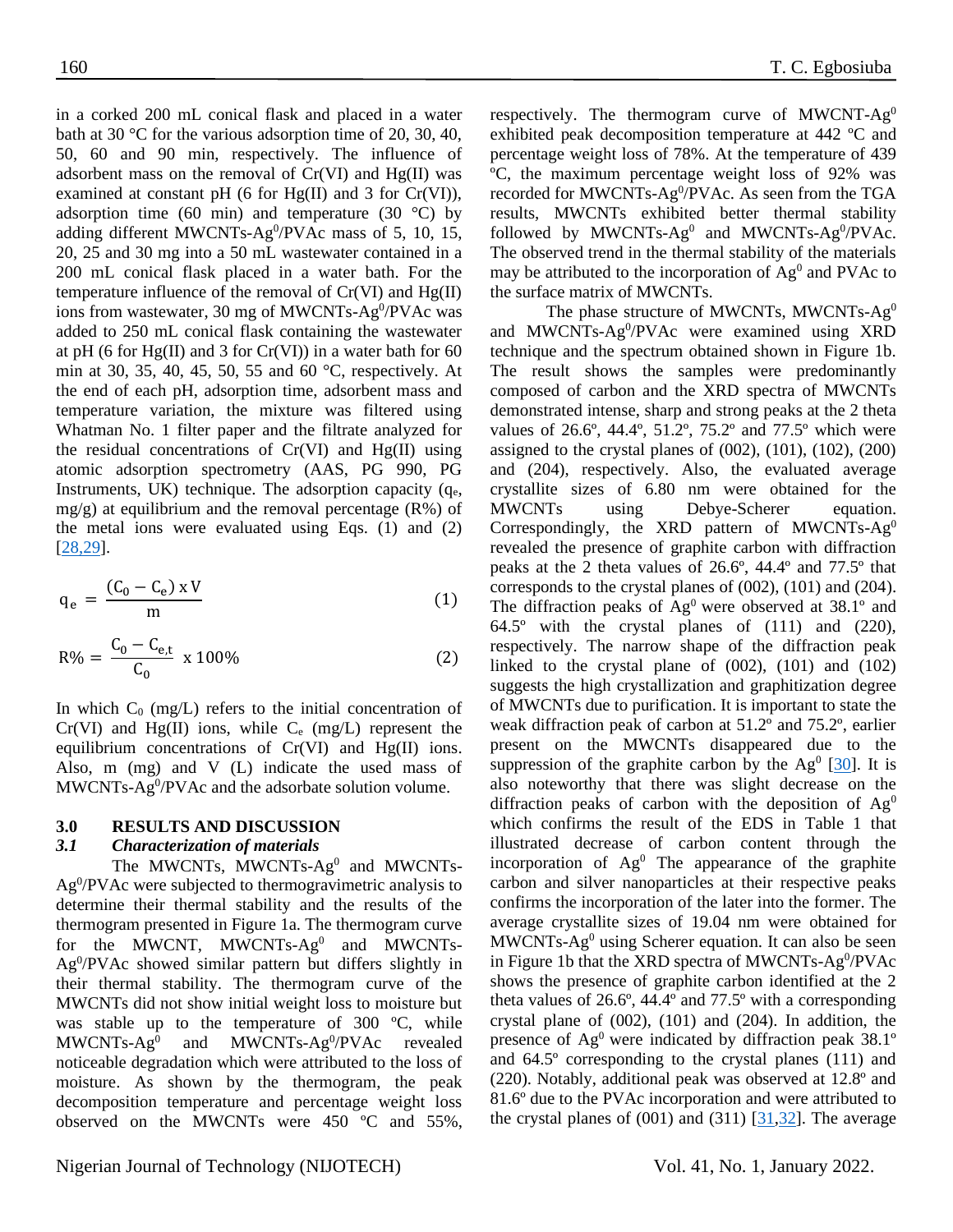in a corked 200 mL conical flask and placed in a water bath at 30 °C for the various adsorption time of 20, 30, 40, 50, 60 and 90 min, respectively. The influence of adsorbent mass on the removal of Cr(VI) and Hg(II) was examined at constant pH (6 for Hg(II) and 3 for Cr(VI)), adsorption time (60 min) and temperature (30 °C) by adding different MWCNTs-$Ag^0$/PVAc mass of 5, 10, 15, 20, 25 and 30 mg into a 50 mL wastewater contained in a 200 mL conical flask placed in a water bath. For the temperature influence of the removal of Cr(VI) and Hg(II) ions from wastewater, 30 mg of MWCNTs-$Ag^0$/PVAc was added to 250 mL conical flask containing the wastewater at pH (6 for Hg(II) and 3 for Cr(VI)) in a water bath for 60 min at 30, 35, 40, 45, 50, 55 and 60 °C, respectively. At the end of each pH, adsorption time, adsorbent mass and temperature variation, the mixture was filtered using Whatman No. 1 filter paper and the filtrate analyzed for the residual concentrations of Cr(VI) and Hg(II) using atomic absorption spectrometry (AAS, PG 990, PG Instruments, UK) technique. The adsorption capacity ($q_e$, mg/g) at equilibrium and the removal percentage (R%) of the metal ions were evaluated using Eqs. (1) and (2) [28,29].

$$q_e = \frac{(C_0 - C_e) \times V}{m} \quad (1)$$

$$R\% = \frac{C_0 - C_{e,t}}{C_0} \times 100\% \quad (2)$$

In which $C_0$ (mg/L) refers to the initial concentration of Cr(VI) and Hg(II) ions, while $C_e$ (mg/L) represent the equilibrium concentrations of Cr(VI) and Hg(II) ions. Also, m (mg) and V (L) indicate the used mass of MWCNTs-$Ag^0$/PVAc and the adsorbate solution volume.

## 3.0 RESULTS AND DISCUSSION

### *3.1 Characterization of materials*

The MWCNTs, MWCNTs-$Ag^0$ and MWCNTs-$Ag^0$/PVAc were subjected to thermogravimetric analysis to determine their thermal stability and the results of the thermogram presented in Figure 1a. The thermogram curve for the MWCNT, MWCNTs-$Ag^0$ and MWCNTs-$Ag^0$/PVAc showed similar pattern but differs slightly in their thermal stability. The thermogram curve of the MWCNTs did not show initial weight loss to moisture but was stable up to the temperature of 300 ºC, while MWCNTs-$Ag^0$ and MWCNTs-$Ag^0$/PVAc revealed noticeable degradation which were attributed to the loss of moisture. As shown by the thermogram, the peak decomposition temperature and percentage weight loss observed on the MWCNTs were 450 ºC and 55%, respectively. The thermogram curve of MWCNT-$Ag^0$ exhibited peak decomposition temperature at 442 ºC and percentage weight loss of 78%. At the temperature of 439 ºC, the maximum percentage weight loss of 92% was recorded for MWCNTs-$Ag^0$/PVAc. As seen from the TGA results, MWCNTs exhibited better thermal stability followed by MWCNTs-$Ag^0$ and MWCNTs-$Ag^0$/PVAc. The observed trend in the thermal stability of the materials may be attributed to the incorporation of $Ag^0$ and PVAc to the surface matrix of MWCNTs.

The phase structure of MWCNTs, MWCNTs-$Ag^0$ and MWCNTs-$Ag^0$/PVAc were examined using XRD technique and the spectrum obtained shown in Figure 1b. The result shows the samples were predominantly composed of carbon and the XRD spectra of MWCNTs demonstrated intense, sharp and strong peaks at the 2 theta values of 26.6º, 44.4º, 51.2º, 75.2º and 77.5º which were assigned to the crystal planes of (002), (101), (102), (200) and (204), respectively. Also, the evaluated average crystallite sizes of 6.80 nm were obtained for the MWCNTs using Debye-Scherer equation. Correspondingly, the XRD pattern of MWCNTs-$Ag^0$ revealed the presence of graphite carbon with diffraction peaks at the 2 theta values of 26.6º, 44.4º and 77.5º that corresponds to the crystal planes of (002), (101) and (204). The diffraction peaks of $Ag^0$ were observed at 38.1º and 64.5º with the crystal planes of (111) and (220), respectively. The narrow shape of the diffraction peak linked to the crystal plane of (002), (101) and (102) suggests the high crystallization and graphitization degree of MWCNTs due to purification. It is important to state the weak diffraction peak of carbon at 51.2º and 75.2º, earlier present on the MWCNTs disappeared due to the suppression of the graphite carbon by the $Ag^0$ [30]. It is also noteworthy that there was slight decrease on the diffraction peaks of carbon with the deposition of $Ag^0$ which confirms the result of the EDS in Table 1 that illustrated decrease of carbon content through the incorporation of $Ag^0$ The appearance of the graphite carbon and silver nanoparticles at their respective peaks confirms the incorporation of the later into the former. The average crystallite sizes of 19.04 nm were obtained for MWCNTs-$Ag^0$ using Scherer equation. It can also be seen in Figure 1b that the XRD spectra of MWCNTs-$Ag^0$/PVAc shows the presence of graphite carbon identified at the 2 theta values of 26.6º, 44.4º and 77.5º with a corresponding crystal plane of (002), (101) and (204). In addition, the presence of $Ag^0$ were indicated by diffraction peak 38.1º and 64.5º corresponding to the crystal planes (111) and (220). Notably, additional peak was observed at 12.8º and 81.6º due to the PVAc incorporation and were attributed to the crystal planes of (001) and (311) [31,32]. The average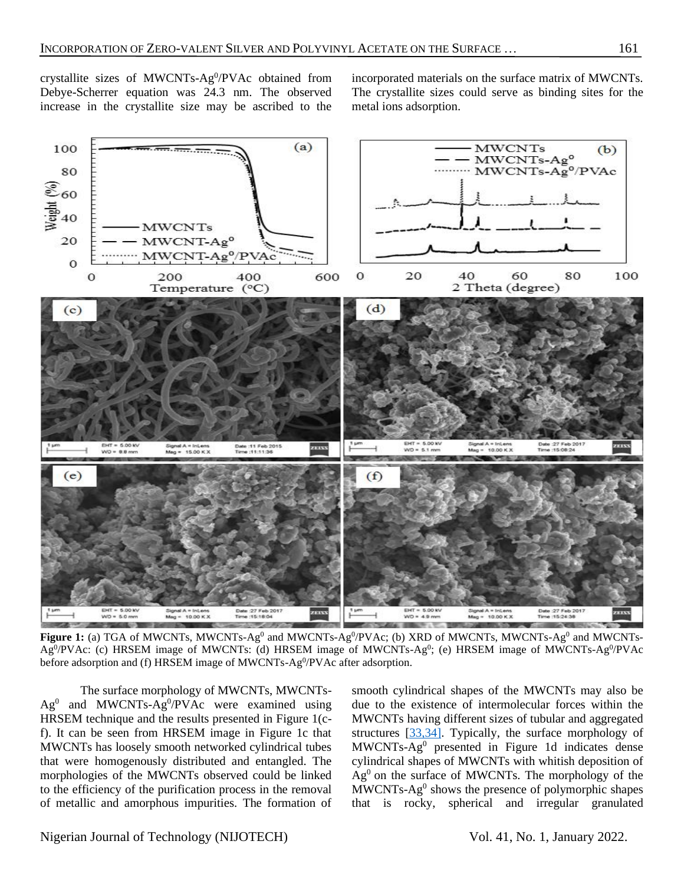crystallite sizes of MWCNTs-$Ag^0$/PVAc obtained from Debye-Scherrer equation was 24.3 nm. The observed increase in the crystallite size may be ascribed to the incorporated materials on the surface matrix of MWCNTs. The crystallite sizes could serve as binding sites for the metal ions adsorption.

**Figure 1:** (a) TGA of MWCNTs, MWCNTs-$Ag^0$ and MWCNTs-$Ag^0$/PVAc; (b) XRD of MWCNTs, MWCNTs-$Ag^0$ and MWCNTs-$Ag^0$/PVAc: (c) HRSEM image of MWCNTs: (d) HRSEM image of MWCNTs-$Ag^0$; (e) HRSEM image of MWCNTs-$Ag^0$/PVAc before adsorption and (f) HRSEM image of MWCNTs-$Ag^0$/PVAc after adsorption.

The surface morphology of MWCNTs, MWCNTs-$Ag^0$ and MWCNTs-$Ag^0$/PVAc were examined using HRSEM technique and the results presented in Figure 1(c-f). It can be seen from HRSEM image in Figure 1c that MWCNTs has loosely smooth networked cylindrical tubes that were homogenously distributed and entangled. The morphologies of the MWCNTs observed could be linked to the efficiency of the purification process in the removal of metallic and amorphous impurities. The formation of smooth cylindrical shapes of the MWCNTs may also be due to the existence of intermolecular forces within the MWCNTs having different sizes of tubular and aggregated structures [33,34]. Typically, the surface morphology of MWCNTs-$Ag^0$ presented in Figure 1d indicates dense cylindrical shapes of MWCNTs with whitish deposition of $Ag^0$ on the surface of MWCNTs. The morphology of the MWCNTs-$Ag^0$ shows the presence of polymorphic shapes that is rocky, spherical and irregular granulated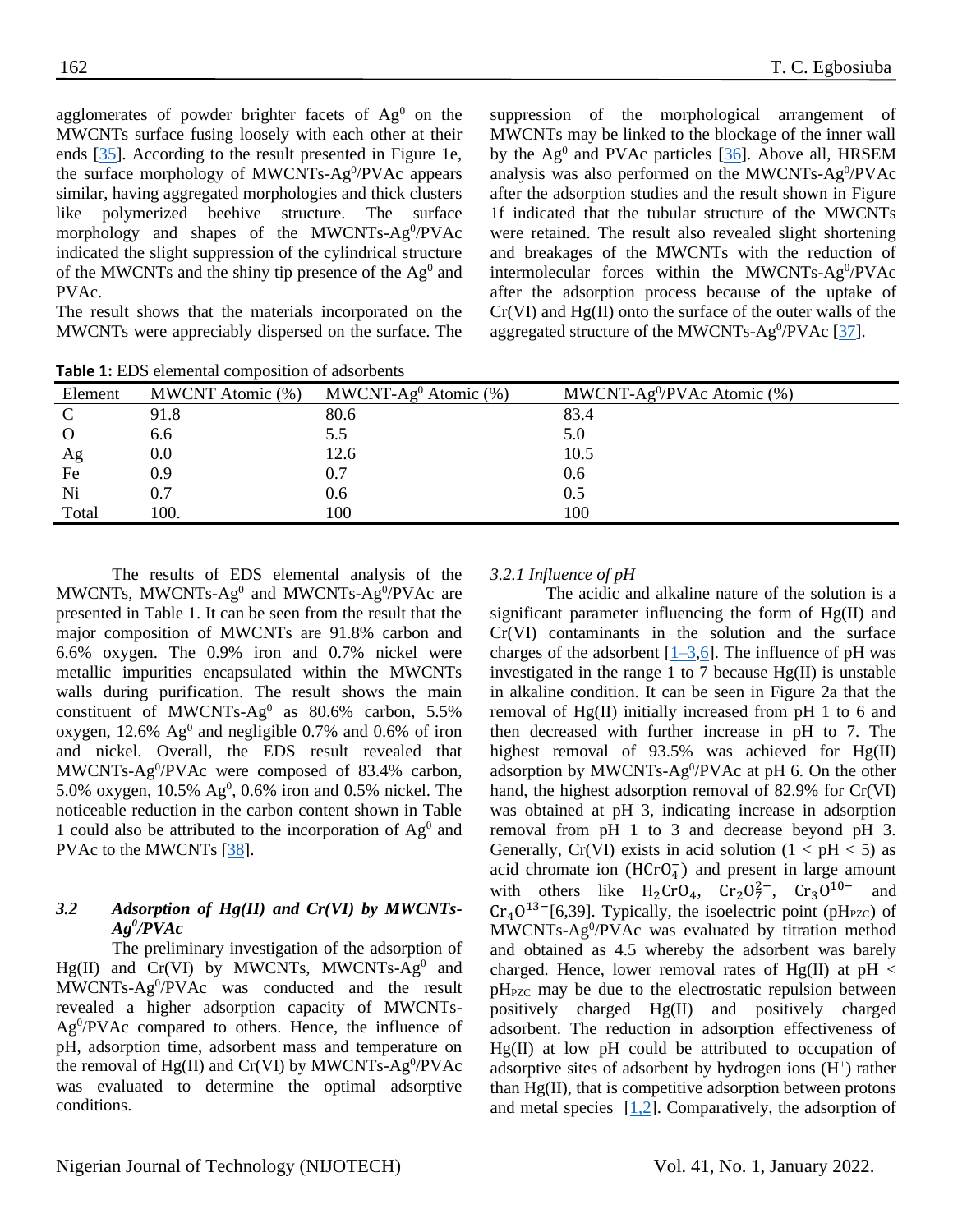agglomerates of powder brighter facets of $Ag^0$ on the MWCNTs surface fusing loosely with each other at their ends [35]. According to the result presented in Figure 1e, the surface morphology of MWCNTs-$Ag^0$/PVAc appears similar, having aggregated morphologies and thick clusters like polymerized beehive structure. The surface morphology and shapes of the MWCNTs-$Ag^0$/PVAc indicated the slight suppression of the cylindrical structure of the MWCNTs and the shiny tip presence of the $Ag^0$ and PVAc.

The result shows that the materials incorporated on the MWCNTs were appreciably dispersed on the surface. The suppression of the morphological arrangement of MWCNTs may be linked to the blockage of the inner wall by the $Ag^0$ and PVAc particles [36]. Above all, HRSEM analysis was also performed on the MWCNTs-$Ag^0$/PVAc after the adsorption studies and the result shown in Figure 1f indicated that the tubular structure of the MWCNTs were retained. The result also revealed slight shortening and breakages of the MWCNTs with the reduction of intermolecular forces within the MWCNTs-$Ag^0$/PVAc after the adsorption process because of the uptake of Cr(VI) and Hg(II) onto the surface of the outer walls of the aggregated structure of the MWCNTs-$Ag^0$/PVAc [37].

**Table 1:** EDS elemental composition of adsorbents

| Element | MWCNT Atomic (%) | MWCNT-$Ag^0$ Atomic (%) | MWCNT-$Ag^0$/PVAc Atomic (%) |
|---|---|---|---|
| C | 91.8 | 80.6 | 83.4 |
| O | 6.6 | 5.5 | 5.0 |
| Ag | 0.0 | 12.6 | 10.5 |
| Fe | 0.9 | 0.7 | 0.6 |
| Ni | 0.7 | 0.6 | 0.5 |
| Total | 100. | 100 | 100 |

The results of EDS elemental analysis of the MWCNTs, MWCNTs-$Ag^0$ and MWCNTs-$Ag^0$/PVAc are presented in Table 1. It can be seen from the result that the major composition of MWCNTs are 91.8% carbon and 6.6% oxygen. The 0.9% iron and 0.7% nickel were metallic impurities encapsulated within the MWCNTs walls during purification. The result shows the main constituent of MWCNTs-$Ag^0$ as 80.6% carbon, 5.5% oxygen, 12.6% $Ag^0$ and negligible 0.7% and 0.6% of iron and nickel. Overall, the EDS result revealed that MWCNTs-$Ag^0$/PVAc were composed of 83.4% carbon, 5.0% oxygen, 10.5% $Ag^0$, 0.6% iron and 0.5% nickel. The noticeable reduction in the carbon content shown in Table 1 could also be attributed to the incorporation of $Ag^0$ and PVAc to the MWCNTs [38].

### 3.2 *Adsorption of Hg(II) and Cr(VI) by MWCNTs-$Ag^0$/PVAc*

The preliminary investigation of the adsorption of Hg(II) and Cr(VI) by MWCNTs, MWCNTs-$Ag^0$ and MWCNTs-$Ag^0$/PVAc was conducted and the result revealed a higher adsorption capacity of MWCNTs-$Ag^0$/PVAc compared to others. Hence, the influence of pH, adsorption time, adsorbent mass and temperature on the removal of Hg(II) and Cr(VI) by MWCNTs-$Ag^0$/PVAc was evaluated to determine the optimal adsorptive conditions.

#### *3.2.1 Influence of pH*

The acidic and alkaline nature of the solution is a significant parameter influencing the form of Hg(II) and Cr(VI) contaminants in the solution and the surface charges of the adsorbent [1–3,6]. The influence of pH was investigated in the range 1 to 7 because Hg(II) is unstable in alkaline condition. It can be seen in Figure 2a that the removal of Hg(II) initially increased from pH 1 to 6 and then decreased with further increase in pH to 7. The highest removal of 93.5% was achieved for Hg(II) adsorption by MWCNTs-$Ag^0$/PVAc at pH 6. On the other hand, the highest adsorption removal of 82.9% for Cr(VI) was obtained at pH 3, indicating increase in adsorption removal from pH 1 to 3 and decrease beyond pH 3. Generally, Cr(VI) exists in acid solution ($1 < pH < 5$) as acid chromate ion ($HCrO_4^-$) and present in large amount with others like $H_2CrO_4$, $Cr_2O_7^{2-}$, $Cr_3O^{10-}$ and $Cr_4O^{13-}$[6,39]. Typically, the isoelectric point ($pH_{PZC}$) of MWCNTs-$Ag^0$/PVAc was evaluated by titration method and obtained as 4.5 whereby the adsorbent was barely charged. Hence, lower removal rates of Hg(II) at pH < $pH_{PZC}$ may be due to the electrostatic repulsion between positively charged Hg(II) and positively charged adsorbent. The reduction in adsorption effectiveness of Hg(II) at low pH could be attributed to occupation of adsorptive sites of adsorbent by hydrogen ions ($H^+$) rather than Hg(II), that is competitive adsorption between protons and metal species [1,2]. Comparatively, the adsorption of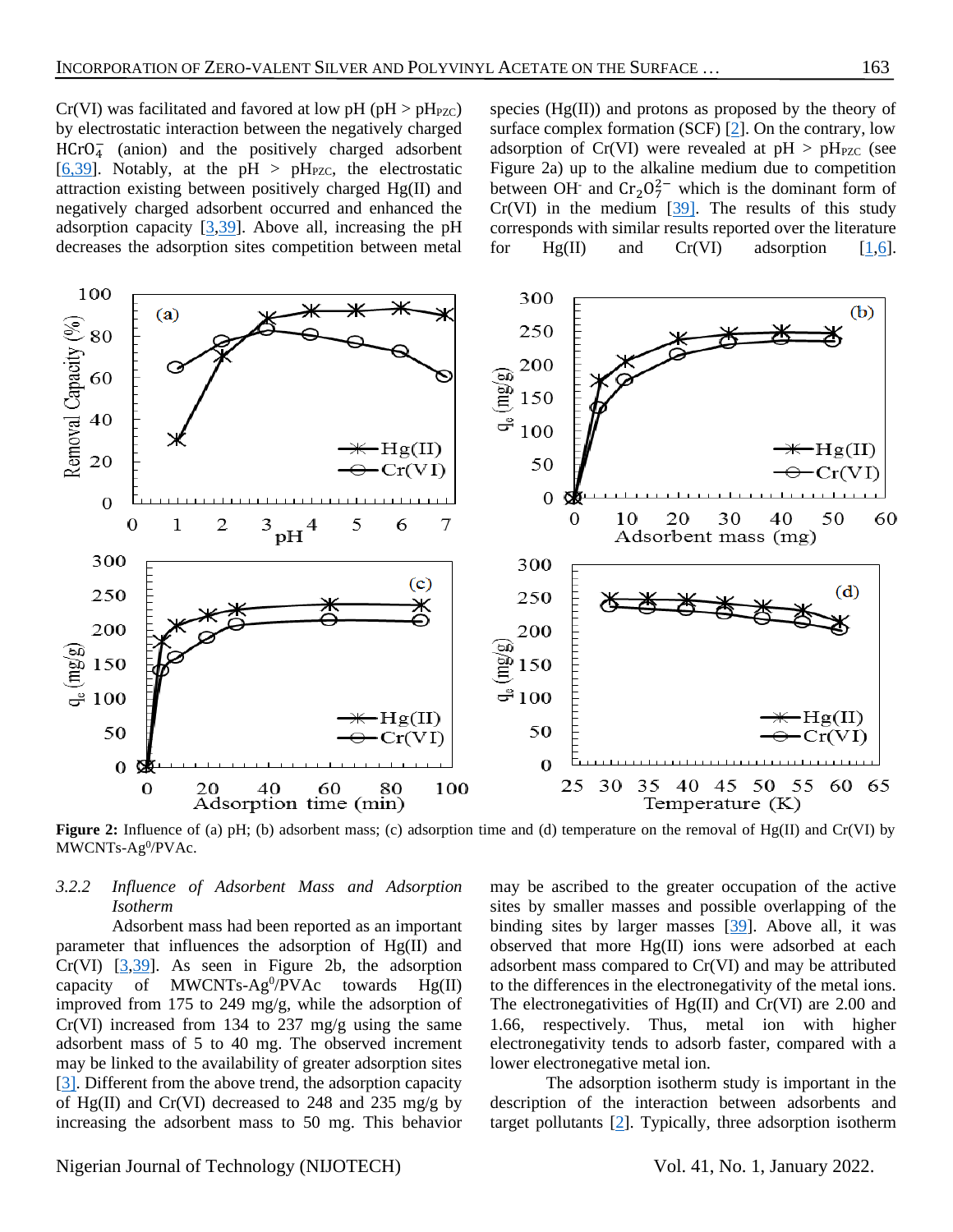Cr(VI) was facilitated and favored at low pH (pH > $pH_{PZC}$) by electrostatic interaction between the negatively charged $HCrO_4^-$ (anion) and the positively charged adsorbent [6,39]. Notably, at the pH > $pH_{PZC}$, the electrostatic attraction existing between positively charged Hg(II) and negatively charged adsorbent occurred and enhanced the adsorption capacity [3,39]. Above all, increasing the pH decreases the adsorption sites competition between metal species (Hg(II)) and protons as proposed by the theory of surface complex formation (SCF) [2]. On the contrary, low adsorption of Cr(VI) were revealed at pH > $pH_{PZC}$ (see Figure 2a) up to the alkaline medium due to competition between $OH^-$ and $Cr_2O_7^{2-}$ which is the dominant form of Cr(VI) in the medium [39]. The results of this study corresponds with similar results reported over the literature for Hg(II) and Cr(VI) adsorption [1,6].

**Figure 2:** Influence of (a) pH; (b) adsorbent mass; (c) adsorption time and (d) temperature on the removal of Hg(II) and Cr(VI) by MWCNTs-$Ag^0$/PVAc.

#### 3.2.2 *Influence of Adsorbent Mass and Adsorption Isotherm*

Adsorbent mass had been reported as an important parameter that influences the adsorption of Hg(II) and Cr(VI) [3,39]. As seen in Figure 2b, the adsorption capacity of MWCNTs-$Ag^0$/PVAc towards Hg(II) improved from 175 to 249 mg/g, while the adsorption of Cr(VI) increased from 134 to 237 mg/g using the same adsorbent mass of 5 to 40 mg. The observed increment may be linked to the availability of greater adsorption sites [3]. Different from the above trend, the adsorption capacity of Hg(II) and Cr(VI) decreased to 248 and 235 mg/g by increasing the adsorbent mass to 50 mg. This behavior may be ascribed to the greater occupation of the active sites by smaller masses and possible overlapping of the binding sites by larger masses [39]. Above all, it was observed that more Hg(II) ions were adsorbed at each adsorbent mass compared to Cr(VI) and may be attributed to the differences in the electronegativity of the metal ions. The electronegativities of Hg(II) and Cr(VI) are 2.00 and 1.66, respectively. Thus, metal ion with higher electronegativity tends to adsorb faster, compared with a lower electronegative metal ion.

The adsorption isotherm study is important in the description of the interaction between adsorbents and target pollutants [2]. Typically, three adsorption isotherm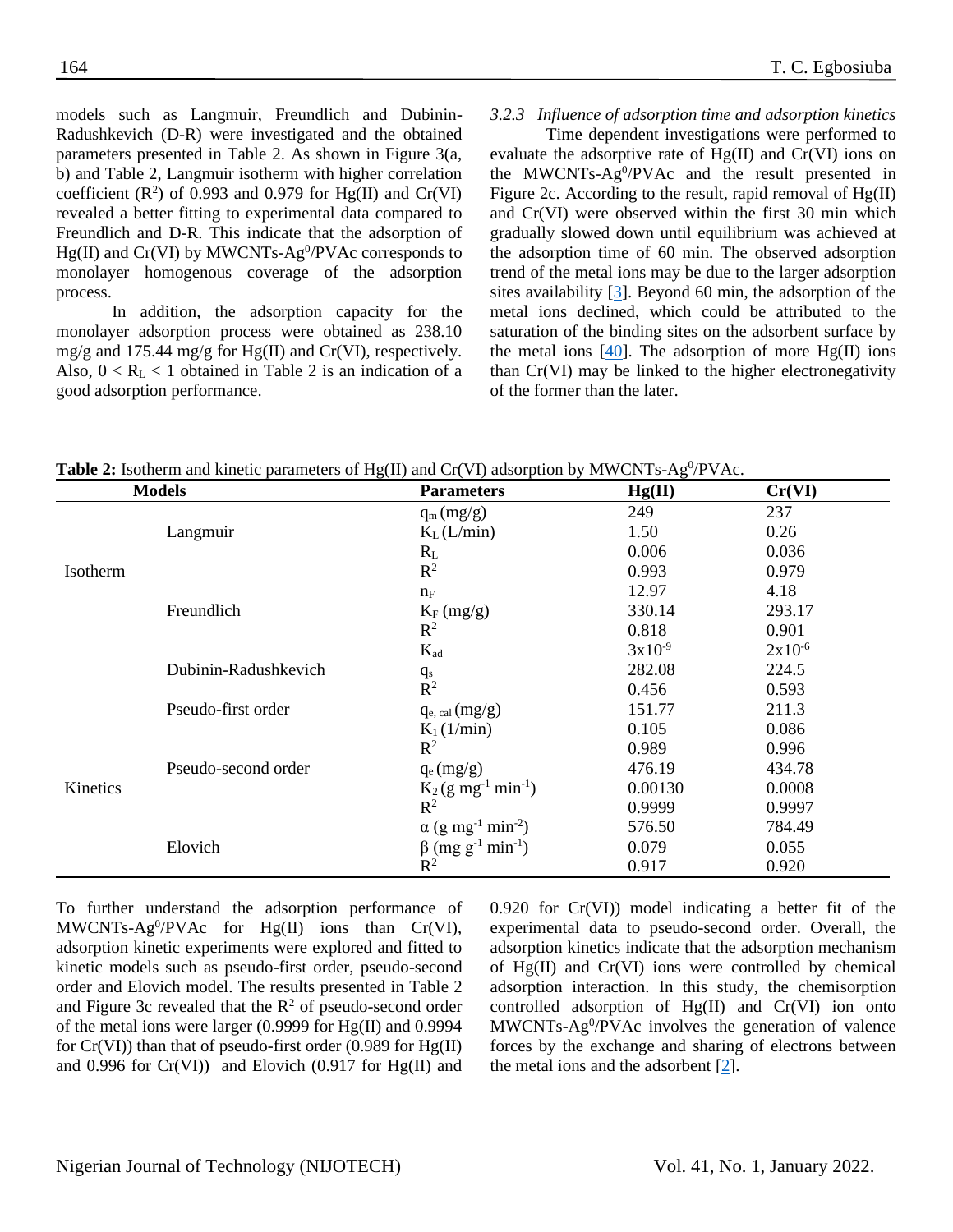models such as Langmuir, Freundlich and Dubinin-Radushkevich (D-R) were investigated and the obtained parameters presented in Table 2. As shown in Figure 3(a, b) and Table 2, Langmuir isotherm with higher correlation coefficient ($R^2$) of 0.993 and 0.979 for Hg(II) and Cr(VI) revealed a better fitting to experimental data compared to Freundlich and D-R. This indicate that the adsorption of Hg(II) and Cr(VI) by MWCNTs-$Ag^0$/PVAc corresponds to monolayer homogenous coverage of the adsorption process.

In addition, the adsorption capacity for the monolayer adsorption process were obtained as 238.10 mg/g and 175.44 mg/g for Hg(II) and Cr(VI), respectively. Also, $0 < R_L < 1$ obtained in Table 2 is an indication of a good adsorption performance.

#### *3.2.3 Influence of adsorption time and adsorption kinetics*

Time dependent investigations were performed to evaluate the adsorptive rate of Hg(II) and Cr(VI) ions on the MWCNTs-$Ag^0$/PVAc and the result presented in Figure 2c. According to the result, rapid removal of Hg(II) and Cr(VI) were observed within the first 30 min which gradually slowed down until equilibrium was achieved at the adsorption time of 60 min. The observed adsorption trend of the metal ions may be due to the larger adsorption sites availability [3]. Beyond 60 min, the adsorption of the metal ions declined, which could be attributed to the saturation of the binding sites on the adsorbent surface by the metal ions [40]. The adsorption of more Hg(II) ions than Cr(VI) may be linked to the higher electronegativity of the former than the later.

**Table 2:** Isotherm and kinetic parameters of Hg(II) and Cr(VI) adsorption by MWCNTs-$Ag^0$/PVAc.

| Models | | Parameters | Hg(II) | Cr(VI) |
|---|---|---|---|---|
| | | $q_m$ (mg/g) | 249 | 237 |
| | Langmuir | $K_L$ (L/min) | 1.50 | 0.26 |
| | | $R_L$ | 0.006 | 0.036 |
| Isotherm | | $R^2$ | 0.993 | 0.979 |
| | | $n_F$ | 12.97 | 4.18 |
| | Freundlich | $K_F$ (mg/g) | 330.14 | 293.17 |
| | | $R^2$ | 0.818 | 0.901 |
| | | $K_{ad}$ | $3x10^{-9}$ | $2x10^{-6}$ |
| | Dubinin-Radushkevich | $q_s$ | 282.08 | 224.5 |
| | | $R^2$ | 0.456 | 0.593 |
| | Pseudo-first order | $q_{e,\ cal}$ (mg/g) | 151.77 | 211.3 |
| | | $K_1$ (1/min) | 0.105 | 0.086 |
| | | $R^2$ | 0.989 | 0.996 |
| | Pseudo-second order | $q_e$ (mg/g) | 476.19 | 434.78 |
| Kinetics | | $K_2$ (g $mg^{-1}$ $min^{-1}$) | 0.00130 | 0.0008 |
| | | $R^2$ | 0.9999 | 0.9997 |
| | | $\alpha$ (g $mg^{-1}$ $min^{-2}$) | 576.50 | 784.49 |
| | Elovich | $\beta$ (mg $g^{-1}$ $min^{-1}$) | 0.079 | 0.055 |
| | | $R^2$ | 0.917 | 0.920 |

To further understand the adsorption performance of MWCNTs-$Ag^0$/PVAc for Hg(II) ions than Cr(VI), adsorption kinetic experiments were explored and fitted to kinetic models such as pseudo-first order, pseudo-second order and Elovich model. The results presented in Table 2 and Figure 3c revealed that the $R^2$ of pseudo-second order of the metal ions were larger (0.9999 for Hg(II) and 0.9994 for Cr(VI)) than that of pseudo-first order (0.989 for Hg(II) and 0.996 for Cr(VI)) and Elovich (0.917 for Hg(II) and 0.920 for Cr(VI)) model indicating a better fit of the experimental data to pseudo-second order. Overall, the adsorption kinetics indicate that the adsorption mechanism of Hg(II) and Cr(VI) ions were controlled by chemical adsorption interaction. In this study, the chemisorption controlled adsorption of Hg(II) and Cr(VI) ion onto MWCNTs-$Ag^0$/PVAc involves the generation of valence forces by the exchange and sharing of electrons between the metal ions and the adsorbent [2].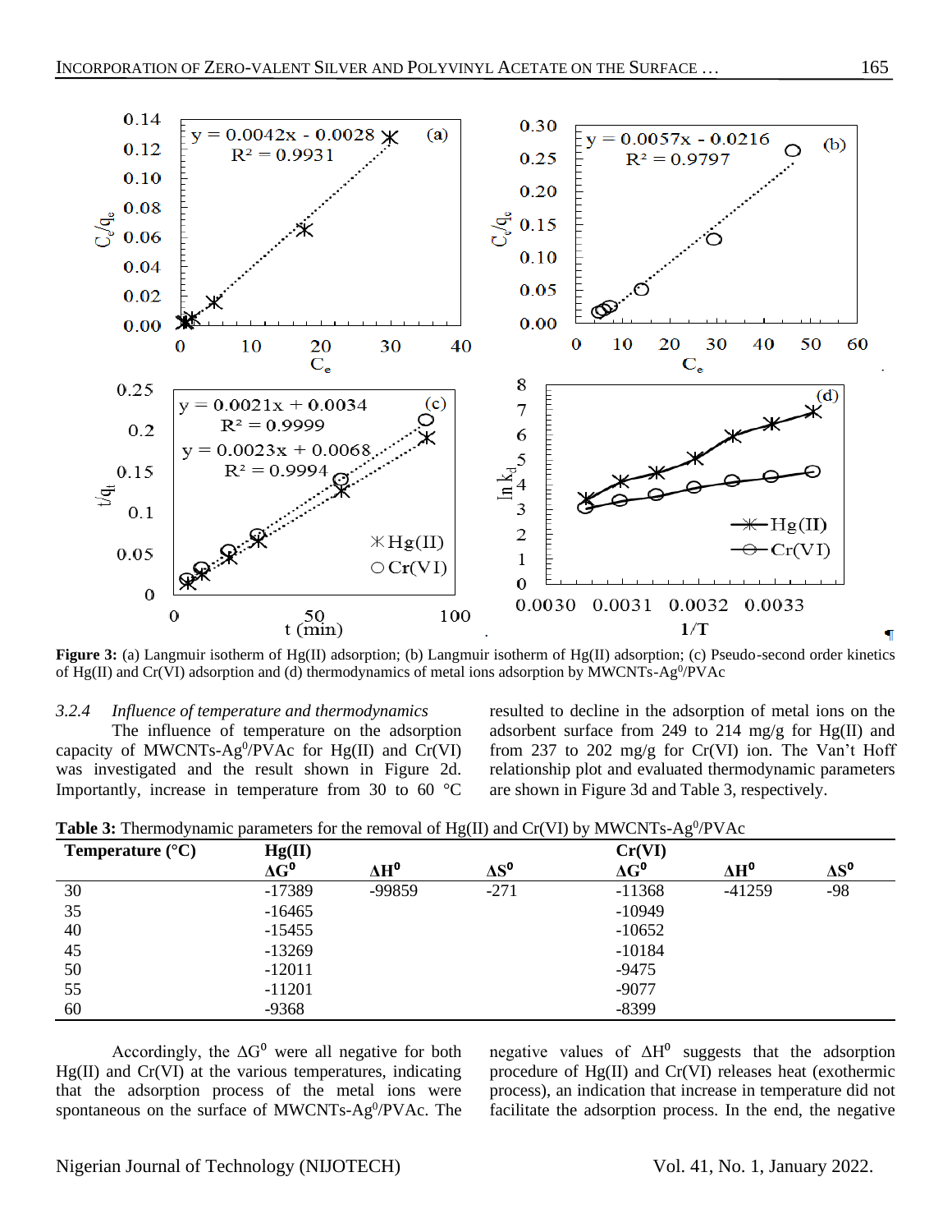**Figure 3:** (a) Langmuir isotherm of Hg(II) adsorption; (b) Langmuir isotherm of Hg(II) adsorption; (c) Pseudo-second order kinetics of Hg(II) and Cr(VI) adsorption and (d) thermodynamics of metal ions adsorption by MWCNTs-$Ag^0$/PVAc

### 3.2.4 *Influence of temperature and thermodynamics*

The influence of temperature on the adsorption capacity of MWCNTs-$Ag^0$/PVAc for Hg(II) and Cr(VI) was investigated and the result shown in Figure 2d. Importantly, increase in temperature from 30 to 60 °C resulted to decline in the adsorption of metal ions on the adsorbent surface from 249 to 214 mg/g for Hg(II) and from 237 to 202 mg/g for Cr(VI) ion. The Van't Hoff relationship plot and evaluated thermodynamic parameters are shown in Figure 3d and Table 3, respectively.

**Table 3:** Thermodynamic parameters for the removal of Hg(II) and Cr(VI) by MWCNTs-$Ag^0$/PVAc

| Temperature (°C) | Hg(II) | | | Cr(VI) | | |
|---|---|---|---|---|---|---|
| | $\Delta G^0$ | $\Delta H^0$ | $\Delta S^0$ | $\Delta G^0$ | $\Delta H^0$ | $\Delta S^0$ |
| 30 | -17389 | -99859 | -271 | -11368 | -41259 | -98 |
| 35 | -16465 | | | -10949 | | |
| 40 | -15455 | | | -10652 | | |
| 45 | -13269 | | | -10184 | | |
| 50 | -12011 | | | -9475 | | |
| 55 | -11201 | | | -9077 | | |
| 60 | -9368 | | | -8399 | | |

Accordingly, the $\Delta G^0$ were all negative for both Hg(II) and Cr(VI) at the various temperatures, indicating that the adsorption process of the metal ions were spontaneous on the surface of MWCNTs-$Ag^0$/PVAc. The negative values of $\Delta H^0$ suggests that the adsorption procedure of Hg(II) and Cr(VI) releases heat (exothermic process), an indication that increase in temperature did not facilitate the adsorption process. In the end, the negative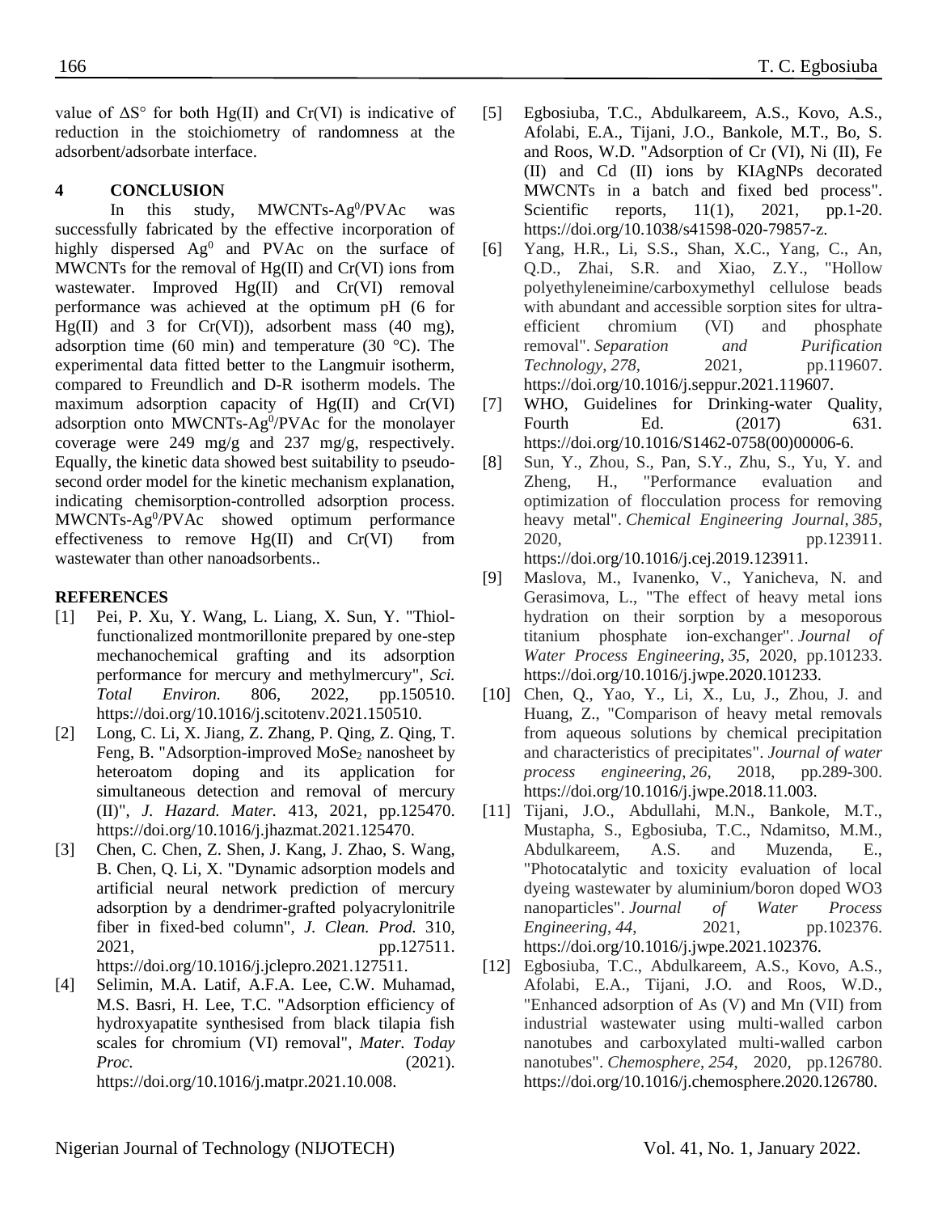value of $\Delta S°$ for both Hg(II) and Cr(VI) is indicative of reduction in the stoichiometry of randomness at the adsorbent/adsorbate interface.

## 4 CONCLUSION

In this study, MWCNTs-$Ag^0$/PVAc was successfully fabricated by the effective incorporation of highly dispersed $Ag^0$ and PVAc on the surface of MWCNTs for the removal of Hg(II) and Cr(VI) ions from wastewater. Improved Hg(II) and Cr(VI) removal performance was achieved at the optimum pH (6 for Hg(II) and 3 for Cr(VI)), adsorbent mass (40 mg), adsorption time (60 min) and temperature (30 °C). The experimental data fitted better to the Langmuir isotherm, compared to Freundlich and D-R isotherm models. The maximum adsorption capacity of Hg(II) and Cr(VI) adsorption onto MWCNTs-$Ag^0$/PVAc for the monolayer coverage were 249 mg/g and 237 mg/g, respectively. Equally, the kinetic data showed best suitability to pseudo-second order model for the kinetic mechanism explanation, indicating chemisorption-controlled adsorption process. MWCNTs-$Ag^0$/PVAc showed optimum performance effectiveness to remove Hg(II) and Cr(VI) from wastewater than other nanoadsorbents..

## REFERENCES

[1] Pei, P. Xu, Y. Wang, L. Liang, X. Sun, Y. "Thiol-functionalized montmorillonite prepared by one-step mechanochemical grafting and its adsorption performance for mercury and methylmercury", *Sci. Total Environ.* 806, 2022, pp.150510. https://doi.org/10.1016/j.scitotenv.2021.150510.

[2] Long, C. Li, X. Jiang, Z. Zhang, P. Qing, Z. Qing, T. Feng, B. "Adsorption-improved $MoSe_2$ nanosheet by heteroatom doping and its application for simultaneous detection and removal of mercury (II)", *J. Hazard. Mater.* 413, 2021, pp.125470. https://doi.org/10.1016/j.jhazmat.2021.125470.

[3] Chen, C. Chen, Z. Shen, J. Kang, J. Zhao, S. Wang, B. Chen, Q. Li, X. "Dynamic adsorption models and artificial neural network prediction of mercury adsorption by a dendrimer-grafted polyacrylonitrile fiber in fixed-bed column", *J. Clean. Prod.* 310, 2021, pp.127511. https://doi.org/10.1016/j.jclepro.2021.127511.

[4] Selimin, M.A. Latif, A.F.A. Lee, C.W. Muhamad, M.S. Basri, H. Lee, T.C. "Adsorption efficiency of hydroxyapatite synthesised from black tilapia fish scales for chromium (VI) removal", *Mater. Today Proc.* (2021). https://doi.org/10.1016/j.matpr.2021.10.008.

[5] Egbosiuba, T.C., Abdulkareem, A.S., Kovo, A.S., Afolabi, E.A., Tijani, J.O., Bankole, M.T., Bo, S. and Roos, W.D. "Adsorption of Cr (VI), Ni (II), Fe (II) and Cd (II) ions by KIAgNPs decorated MWCNTs in a batch and fixed bed process". Scientific reports, 11(1), 2021, pp.1-20. https://doi.org/10.1038/s41598-020-79857-z.

[6] Yang, H.R., Li, S.S., Shan, X.C., Yang, C., An, Q.D., Zhai, S.R. and Xiao, Z.Y., "Hollow polyethyleneimine/carboxymethyl cellulose beads with abundant and accessible sorption sites for ultra-efficient chromium (VI) and phosphate removal". *Separation and Purification Technology*, *278*, 2021, pp.119607. https://doi.org/10.1016/j.seppur.2021.119607.

[7] WHO, Guidelines for Drinking-water Quality, Fourth Ed. (2017) 631. https://doi.org/10.1016/S1462-0758(00)00006-6.

[8] Sun, Y., Zhou, S., Pan, S.Y., Zhu, S., Yu, Y. and Zheng, H., "Performance evaluation and optimization of flocculation process for removing heavy metal". *Chemical Engineering Journal*, *385*, 2020, pp.123911. https://doi.org/10.1016/j.cej.2019.123911.

[9] Maslova, M., Ivanenko, V., Yanicheva, N. and Gerasimova, L., "The effect of heavy metal ions hydration on their sorption by a mesoporous titanium phosphate ion-exchanger". *Journal of Water Process Engineering*, *35*, 2020, pp.101233. https://doi.org/10.1016/j.jwpe.2020.101233.

[10] Chen, Q., Yao, Y., Li, X., Lu, J., Zhou, J. and Huang, Z., "Comparison of heavy metal removals from aqueous solutions by chemical precipitation and characteristics of precipitates". *Journal of water process engineering*, *26*, 2018, pp.289-300. https://doi.org/10.1016/j.jwpe.2018.11.003.

[11] Tijani, J.O., Abdullahi, M.N., Bankole, M.T., Mustapha, S., Egbosiuba, T.C., Ndamitso, M.M., Abdulkareem, A.S. and Muzenda, E., "Photocatalytic and toxicity evaluation of local dyeing wastewater by aluminium/boron doped WO3 nanoparticles". *Journal of Water Process Engineering*, *44*, 2021, pp.102376. https://doi.org/10.1016/j.jwpe.2021.102376.

[12] Egbosiuba, T.C., Abdulkareem, A.S., Kovo, A.S., Afolabi, E.A., Tijani, J.O. and Roos, W.D., "Enhanced adsorption of As (V) and Mn (VII) from industrial wastewater using multi-walled carbon nanotubes and carboxylated multi-walled carbon nanotubes". *Chemosphere*, *254*, 2020, pp.126780. https://doi.org/10.1016/j.chemosphere.2020.126780.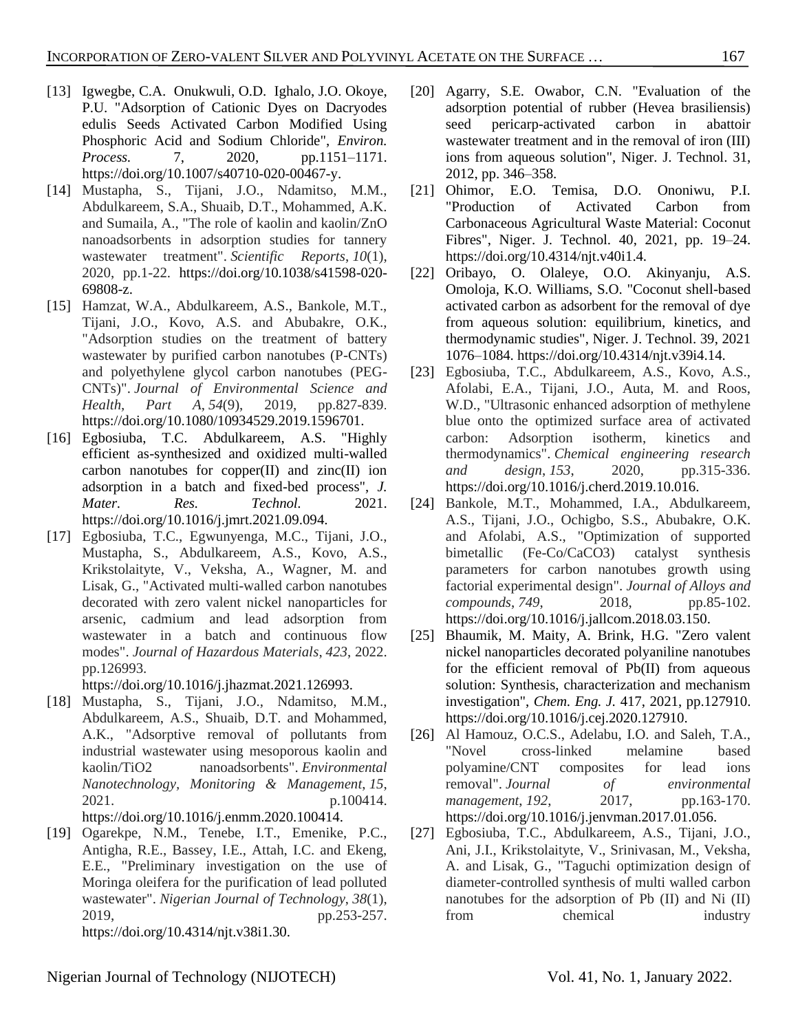[13] Igwegbe, C.A. Onukwuli, O.D. Ighalo, J.O. Okoye, P.U. "Adsorption of Cationic Dyes on Dacryodes edulis Seeds Activated Carbon Modified Using Phosphoric Acid and Sodium Chloride", *Environ. Process.* 7, 2020, pp.1151–1171. https://doi.org/10.1007/s40710-020-00467-y.

[14] Mustapha, S., Tijani, J.O., Ndamitso, M.M., Abdulkareem, S.A., Shuaib, D.T., Mohammed, A.K. and Sumaila, A., "The role of kaolin and kaolin/ZnO nanoadsorbents in adsorption studies for tannery wastewater treatment". *Scientific Reports*, *10*(1), 2020, pp.1-22. https://doi.org/10.1038/s41598-020-69808-z.

[15] Hamzat, W.A., Abdulkareem, A.S., Bankole, M.T., Tijani, J.O., Kovo, A.S. and Abubakre, O.K., "Adsorption studies on the treatment of battery wastewater by purified carbon nanotubes (P-CNTs) and polyethylene glycol carbon nanotubes (PEG-CNTs)". *Journal of Environmental Science and Health, Part A*, *54*(9), 2019, pp.827-839. https://doi.org/10.1080/10934529.2019.1596701.

[16] Egbosiuba, T.C. Abdulkareem, A.S. "Highly efficient as-synthesized and oxidized multi-walled carbon nanotubes for copper(II) and zinc(II) ion adsorption in a batch and fixed-bed process", *J. Mater. Res. Technol.* 2021. https://doi.org/10.1016/j.jmrt.2021.09.094.

[17] Egbosiuba, T.C., Egwunyenga, M.C., Tijani, J.O., Mustapha, S., Abdulkareem, A.S., Kovo, A.S., Krikstolaityte, V., Veksha, A., Wagner, M. and Lisak, G., "Activated multi-walled carbon nanotubes decorated with zero valent nickel nanoparticles for arsenic, cadmium and lead adsorption from wastewater in a batch and continuous flow modes". *Journal of Hazardous Materials*, *423*, 2022. pp.126993. https://doi.org/10.1016/j.jhazmat.2021.126993.

[18] Mustapha, S., Tijani, J.O., Ndamitso, M.M., Abdulkareem, A.S., Shuaib, D.T. and Mohammed, A.K., "Adsorptive removal of pollutants from industrial wastewater using mesoporous kaolin and kaolin/TiO2 nanoadsorbents". *Environmental Nanotechnology, Monitoring & Management*, *15*, 2021. p.100414. https://doi.org/10.1016/j.enmm.2020.100414.

[19] Ogarekpe, N.M., Tenebe, I.T., Emenike, P.C., Antigha, R.E., Bassey, I.E., Attah, I.C. and Ekeng, E.E., "Preliminary investigation on the use of Moringa oleifera for the purification of lead polluted wastewater". *Nigerian Journal of Technology*, *38*(1), 2019, pp.253-257. https://doi.org/10.4314/njt.v38i1.30.

[20] Agarry, S.E. Owabor, C.N. "Evaluation of the adsorption potential of rubber (Hevea brasiliensis) seed pericarp-activated carbon in abattoir wastewater treatment and in the removal of iron (III) ions from aqueous solution", Niger. J. Technol. 31, 2012, pp. 346–358.

[21] Ohimor, E.O. Temisa, D.O. Ononiwu, P.I. "Production of Activated Carbon from Carbonaceous Agricultural Waste Material: Coconut Fibres", Niger. J. Technol. 40, 2021, pp. 19–24. https://doi.org/10.4314/njt.v40i1.4.

[22] Oribayo, O. Olaleye, O.O. Akinyanju, A.S. Omoloja, K.O. Williams, S.O. "Coconut shell-based activated carbon as adsorbent for the removal of dye from aqueous solution: equilibrium, kinetics, and thermodynamic studies", Niger. J. Technol. 39, 2021 1076–1084. https://doi.org/10.4314/njt.v39i4.14.

[23] Egbosiuba, T.C., Abdulkareem, A.S., Kovo, A.S., Afolabi, E.A., Tijani, J.O., Auta, M. and Roos, W.D., "Ultrasonic enhanced adsorption of methylene blue onto the optimized surface area of activated carbon: Adsorption isotherm, kinetics and thermodynamics". *Chemical engineering research and design*, *153*, 2020, pp.315-336. https://doi.org/10.1016/j.cherd.2019.10.016.

[24] Bankole, M.T., Mohammed, I.A., Abdulkareem, A.S., Tijani, J.O., Ochigbo, S.S., Abubakre, O.K. and Afolabi, A.S., "Optimization of supported bimetallic (Fe-Co/CaCO3) catalyst synthesis parameters for carbon nanotubes growth using factorial experimental design". *Journal of Alloys and compounds*, *749*, 2018, pp.85-102. https://doi.org/10.1016/j.jallcom.2018.03.150.

[25] Bhaumik, M. Maity, A. Brink, H.G. "Zero valent nickel nanoparticles decorated polyaniline nanotubes for the efficient removal of Pb(II) from aqueous solution: Synthesis, characterization and mechanism investigation", *Chem. Eng. J.* 417, 2021, pp.127910. https://doi.org/10.1016/j.cej.2020.127910.

[26] Al Hamouz, O.C.S., Adelabu, I.O. and Saleh, T.A., "Novel cross-linked melamine based polyamine/CNT composites for lead ions removal". *Journal of environmental management*, *192*, 2017, pp.163-170. https://doi.org/10.1016/j.jenvman.2017.01.056.

[27] Egbosiuba, T.C., Abdulkareem, A.S., Tijani, J.O., Ani, J.I., Krikstolaityte, V., Srinivasan, M., Veksha, A. and Lisak, G., "Taguchi optimization design of diameter-controlled synthesis of multi walled carbon nanotubes for the adsorption of Pb (II) and Ni (II) from chemical industry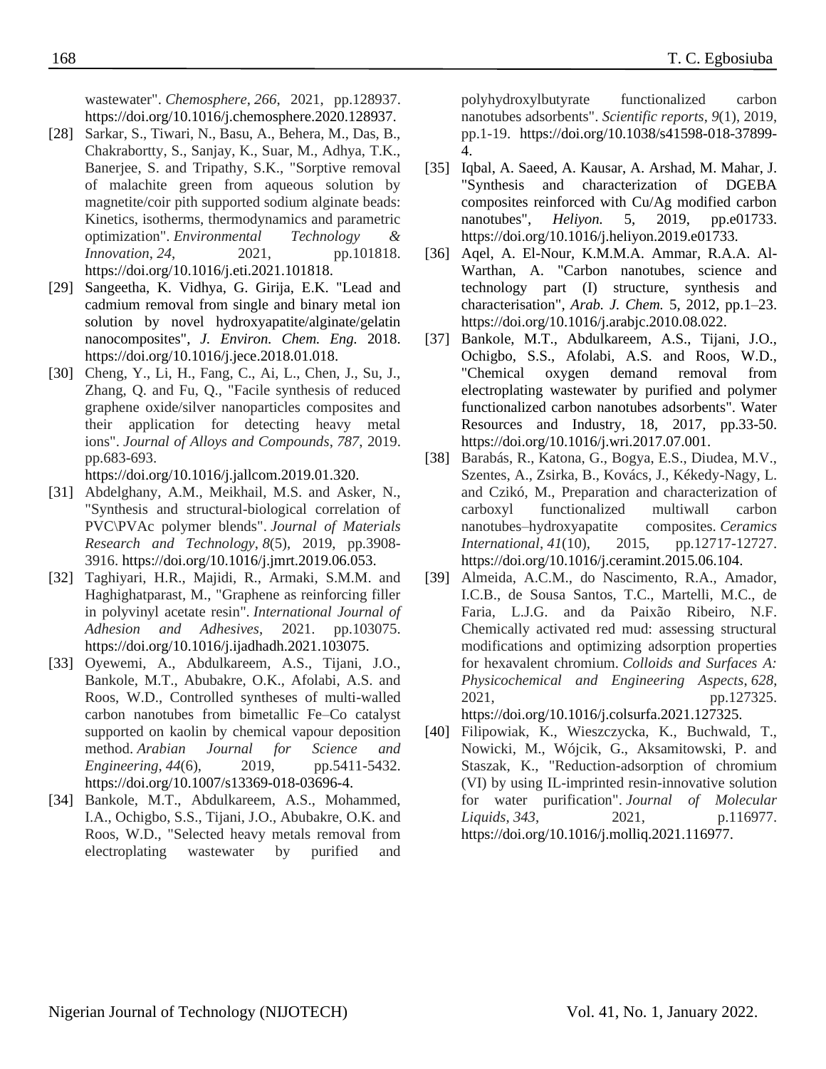wastewater". *Chemosphere*, *266*, 2021, pp.128937. https://doi.org/10.1016/j.chemosphere.2020.128937.

[28] Sarkar, S., Tiwari, N., Basu, A., Behera, M., Das, B., Chakrabortty, S., Sanjay, K., Suar, M., Adhya, T.K., Banerjee, S. and Tripathy, S.K., "Sorptive removal of malachite green from aqueous solution by magnetite/coir pith supported sodium alginate beads: Kinetics, isotherms, thermodynamics and parametric optimization". *Environmental Technology & Innovation*, *24*, 2021, pp.101818. https://doi.org/10.1016/j.eti.2021.101818.

[29] Sangeetha, K. Vidhya, G. Girija, E.K. "Lead and cadmium removal from single and binary metal ion solution by novel hydroxyapatite/alginate/gelatin nanocomposites", *J. Environ. Chem. Eng.* 2018. https://doi.org/10.1016/j.jece.2018.01.018.

[30] Cheng, Y., Li, H., Fang, C., Ai, L., Chen, J., Su, J., Zhang, Q. and Fu, Q., "Facile synthesis of reduced graphene oxide/silver nanoparticles composites and their application for detecting heavy metal ions". *Journal of Alloys and Compounds*, *787*, 2019. pp.683-693. https://doi.org/10.1016/j.jallcom.2019.01.320.

[31] Abdelghany, A.M., Meikhail, M.S. and Asker, N., "Synthesis and structural-biological correlation of PVC\PVAc polymer blends". *Journal of Materials Research and Technology*, *8*(5), 2019, pp.3908-3916. https://doi.org/10.1016/j.jmrt.2019.06.053.

[32] Taghiyari, H.R., Majidi, R., Armaki, S.M.M. and Haghighatparast, M., "Graphene as reinforcing filler in polyvinyl acetate resin". *International Journal of Adhesion and Adhesives*, 2021. pp.103075. https://doi.org/10.1016/j.ijadhadh.2021.103075.

[33] Oyewemi, A., Abdulkareem, A.S., Tijani, J.O., Bankole, M.T., Abubakre, O.K., Afolabi, A.S. and Roos, W.D., Controlled syntheses of multi-walled carbon nanotubes from bimetallic Fe–Co catalyst supported on kaolin by chemical vapour deposition method. *Arabian Journal for Science and Engineering*, *44*(6), 2019, pp.5411-5432. https://doi.org/10.1007/s13369-018-03696-4.

[34] Bankole, M.T., Abdulkareem, A.S., Mohammed, I.A., Ochigbo, S.S., Tijani, J.O., Abubakre, O.K. and Roos, W.D., "Selected heavy metals removal from electroplating wastewater by purified and polyhydroxylbutyrate functionalized carbon nanotubes adsorbents". *Scientific reports*, *9*(1), 2019, pp.1-19. https://doi.org/10.1038/s41598-018-37899-4.

[35] Iqbal, A. Saeed, A. Kausar, A. Arshad, M. Mahar, J. "Synthesis and characterization of DGEBA composites reinforced with Cu/Ag modified carbon nanotubes", *Heliyon.* 5, 2019, pp.e01733. https://doi.org/10.1016/j.heliyon.2019.e01733.

[36] Aqel, A. El-Nour, K.M.M.A. Ammar, R.A.A. Al-Warthan, A. "Carbon nanotubes, science and technology part (I) structure, synthesis and characterisation", *Arab. J. Chem.* 5, 2012, pp.1–23. https://doi.org/10.1016/j.arabjc.2010.08.022.

[37] Bankole, M.T., Abdulkareem, A.S., Tijani, J.O., Ochigbo, S.S., Afolabi, A.S. and Roos, W.D., "Chemical oxygen demand removal from electroplating wastewater by purified and polymer functionalized carbon nanotubes adsorbents". Water Resources and Industry, 18, 2017, pp.33-50. https://doi.org/10.1016/j.wri.2017.07.001.

[38] Barabás, R., Katona, G., Bogya, E.S., Diudea, M.V., Szentes, A., Zsirka, B., Kovács, J., Kékedy-Nagy, L. and Czikó, M., Preparation and characterization of carboxyl functionalized multiwall carbon nanotubes–hydroxyapatite composites. *Ceramics International*, *41*(10), 2015, pp.12717-12727. https://doi.org/10.1016/j.ceramint.2015.06.104.

[39] Almeida, A.C.M., do Nascimento, R.A., Amador, I.C.B., de Sousa Santos, T.C., Martelli, M.C., de Faria, L.J.G. and da Paixão Ribeiro, N.F. Chemically activated red mud: assessing structural modifications and optimizing adsorption properties for hexavalent chromium. *Colloids and Surfaces A: Physicochemical and Engineering Aspects*, *628*, 2021, pp.127325. https://doi.org/10.1016/j.colsurfa.2021.127325.

[40] Filipowiak, K., Wieszczycka, K., Buchwald, T., Nowicki, M., Wójcik, G., Aksamitowski, P. and Staszak, K., "Reduction-adsorption of chromium (VI) by using IL-imprinted resin-innovative solution for water purification". *Journal of Molecular Liquids*, *343*, 2021, p.116977. https://doi.org/10.1016/j.molliq.2021.116977.